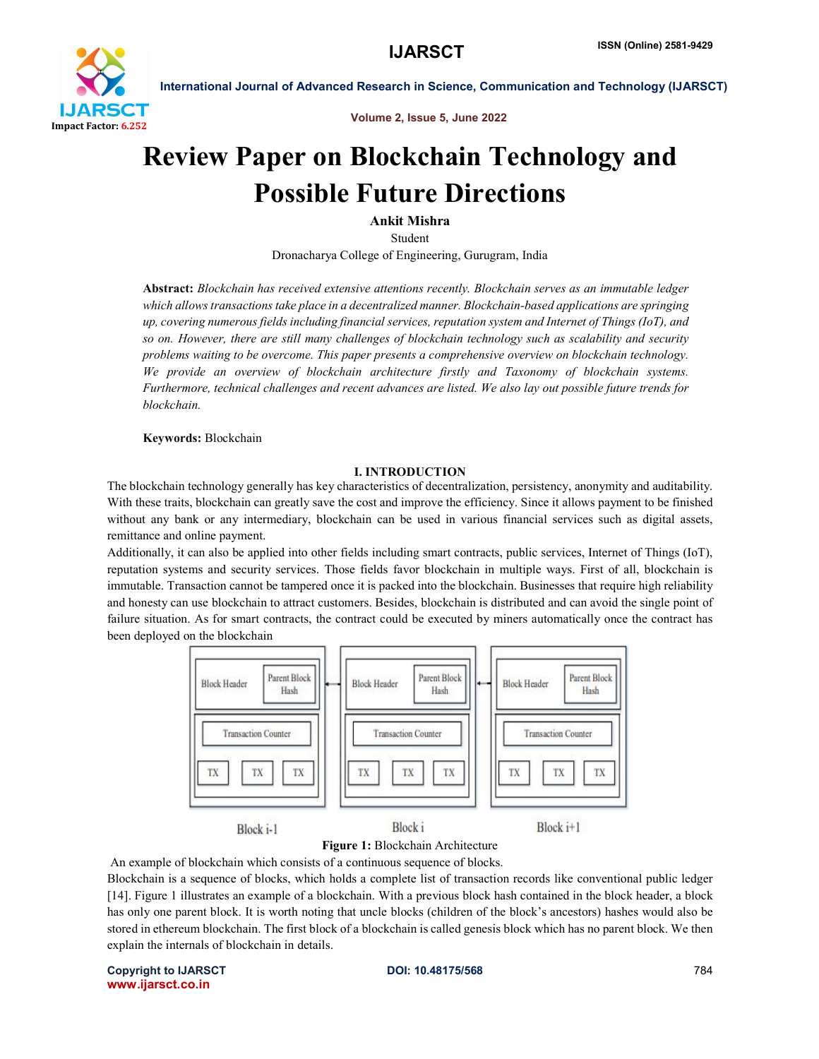# Review Paper on Blockchain Technology and Possible Future Directions

**Ankit Mishra**

Student

Dronacharya College of Engineering, Gurugram, India

**Abstract:** *Blockchain has received extensive attentions recently. Blockchain serves as an immutable ledger which allows transactions take place in a decentralized manner. Blockchain-based applications are springing up, covering numerous fields including financial services, reputation system and Internet of Things (IoT), and so on. However, there are still many challenges of blockchain technology such as scalability and security problems waiting to be overcome. This paper presents a comprehensive overview on blockchain technology. We provide an overview of blockchain architecture firstly and Taxonomy of blockchain systems. Furthermore, technical challenges and recent advances are listed. We also lay out possible future trends for blockchain.*

**Keywords:** Blockchain

## I. INTRODUCTION

The blockchain technology generally has key characteristics of decentralization, persistency, anonymity and auditability. With these traits, blockchain can greatly save the cost and improve the efficiency. Since it allows payment to be finished without any bank or any intermediary, blockchain can be used in various financial services such as digital assets, remittance and online payment.

Additionally, it can also be applied into other fields including smart contracts, public services, Internet of Things (IoT), reputation systems and security services. Those fields favor blockchain in multiple ways. First of all, blockchain is immutable. Transaction cannot be tampered once it is packed into the blockchain. Businesses that require high reliability and honesty can use blockchain to attract customers. Besides, blockchain is distributed and can avoid the single point of failure situation. As for smart contracts, the contract could be executed by miners automatically once the contract has been deployed on the blockchain

**Figure 1:** Blockchain Architecture

An example of blockchain which consists of a continuous sequence of blocks.

Blockchain is a sequence of blocks, which holds a complete list of transaction records like conventional public ledger [14]. Figure 1 illustrates an example of a blockchain. With a previous block hash contained in the block header, a block has only one parent block. It is worth noting that uncle blocks (children of the block's ancestors) hashes would also be stored in ethereum blockchain. The first block of a blockchain is called genesis block which has no parent block. We then explain the internals of blockchain in details.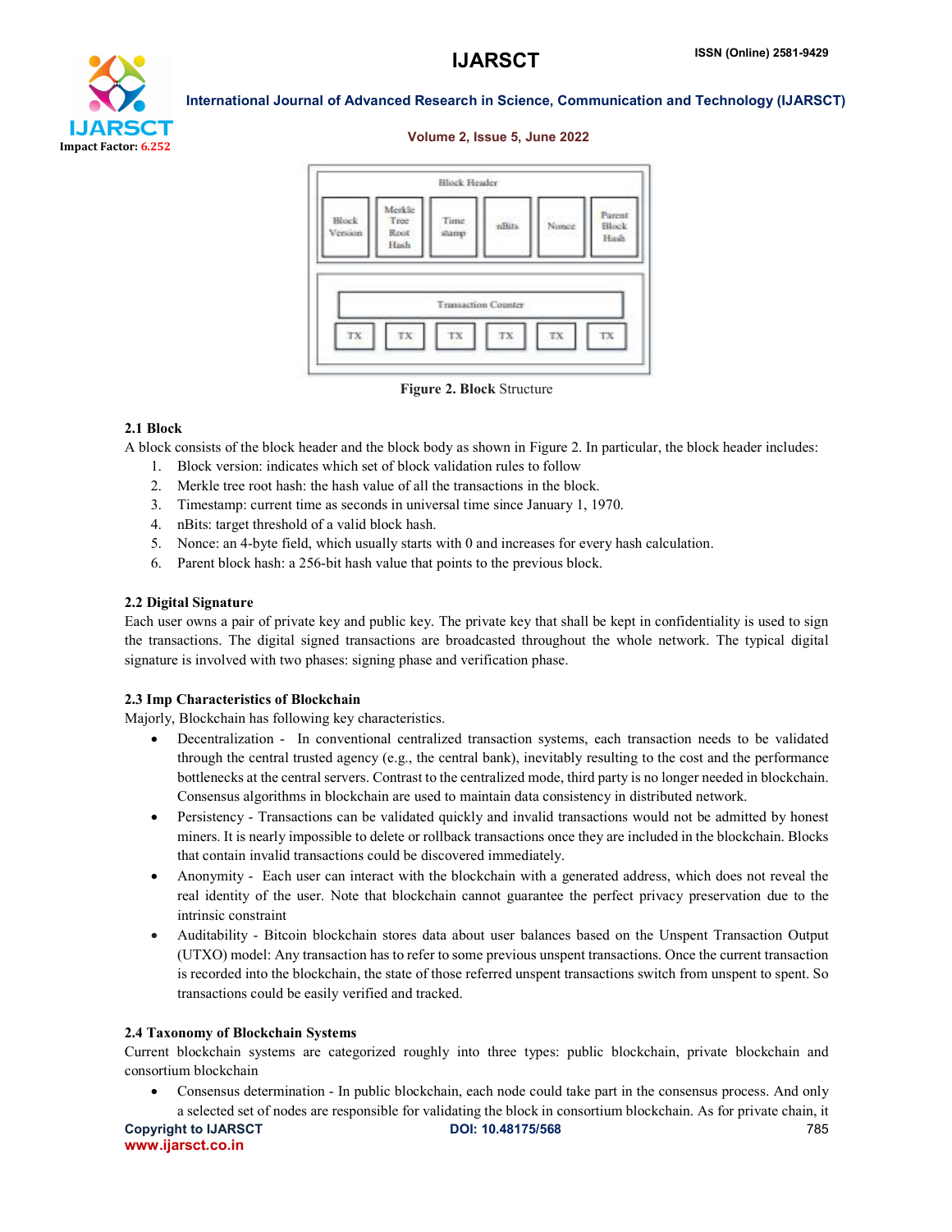Figure 2. Block Structure

### 2.1 Block

A block consists of the block header and the block body as shown in Figure 2. In particular, the block header includes:

1. Block version: indicates which set of block validation rules to follow
2. Merkle tree root hash: the hash value of all the transactions in the block.
3. Timestamp: current time as seconds in universal time since January 1, 1970.
4. nBits: target threshold of a valid block hash.
5. Nonce: an 4-byte field, which usually starts with 0 and increases for every hash calculation.
6. Parent block hash: a 256-bit hash value that points to the previous block.

### 2.2 Digital Signature

Each user owns a pair of private key and public key. The private key that shall be kept in confidentiality is used to sign the transactions. The digital signed transactions are broadcasted throughout the whole network. The typical digital signature is involved with two phases: signing phase and verification phase.

### 2.3 Imp Characteristics of Blockchain

Majorly, Blockchain has following key characteristics.

- Decentralization - In conventional centralized transaction systems, each transaction needs to be validated through the central trusted agency (e.g., the central bank), inevitably resulting to the cost and the performance bottlenecks at the central servers. Contrast to the centralized mode, third party is no longer needed in blockchain. Consensus algorithms in blockchain are used to maintain data consistency in distributed network.
- Persistency - Transactions can be validated quickly and invalid transactions would not be admitted by honest miners. It is nearly impossible to delete or rollback transactions once they are included in the blockchain. Blocks that contain invalid transactions could be discovered immediately.
- Anonymity - Each user can interact with the blockchain with a generated address, which does not reveal the real identity of the user. Note that blockchain cannot guarantee the perfect privacy preservation due to the intrinsic constraint
- Auditability - Bitcoin blockchain stores data about user balances based on the Unspent Transaction Output (UTXO) model: Any transaction has to refer to some previous unspent transactions. Once the current transaction is recorded into the blockchain, the state of those referred unspent transactions switch from unspent to spent. So transactions could be easily verified and tracked.

### 2.4 Taxonomy of Blockchain Systems

Current blockchain systems are categorized roughly into three types: public blockchain, private blockchain and consortium blockchain

- Consensus determination - In public blockchain, each node could take part in the consensus process. And only a selected set of nodes are responsible for validating the block in consortium blockchain. As for private chain, it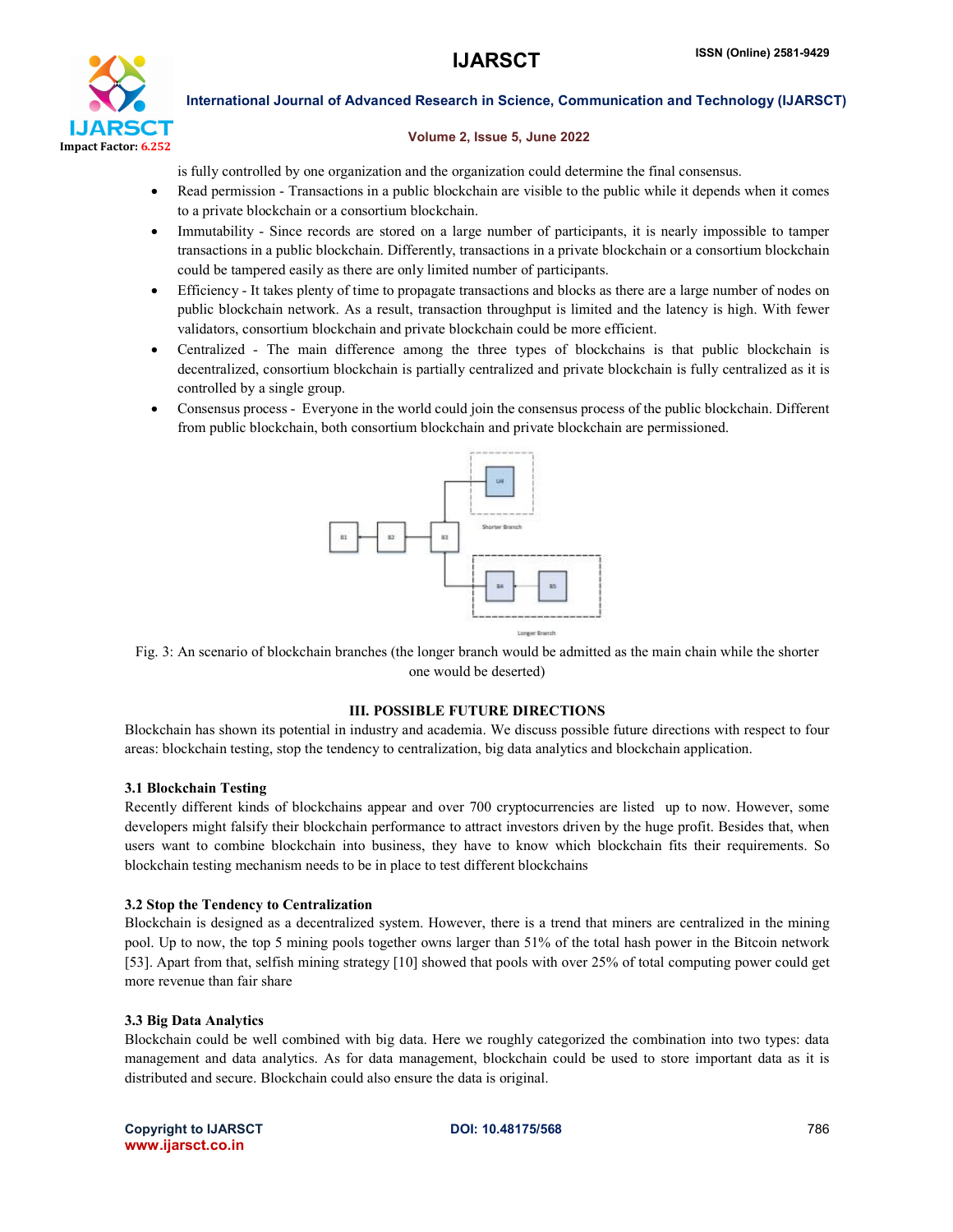is fully controlled by one organization and the organization could determine the final consensus.

- Read permission - Transactions in a public blockchain are visible to the public while it depends when it comes to a private blockchain or a consortium blockchain.
- Immutability - Since records are stored on a large number of participants, it is nearly impossible to tamper transactions in a public blockchain. Differently, transactions in a private blockchain or a consortium blockchain could be tampered easily as there are only limited number of participants.
- Efficiency - It takes plenty of time to propagate transactions and blocks as there are a large number of nodes on public blockchain network. As a result, transaction throughput is limited and the latency is high. With fewer validators, consortium blockchain and private blockchain could be more efficient.
- Centralized - The main difference among the three types of blockchains is that public blockchain is decentralized, consortium blockchain is partially centralized and private blockchain is fully centralized as it is controlled by a single group.
- Consensus process - Everyone in the world could join the consensus process of the public blockchain. Different from public blockchain, both consortium blockchain and private blockchain are permissioned.

Fig. 3: An scenario of blockchain branches (the longer branch would be admitted as the main chain while the shorter one would be deserted)

## III. POSSIBLE FUTURE DIRECTIONS

Blockchain has shown its potential in industry and academia. We discuss possible future directions with respect to four areas: blockchain testing, stop the tendency to centralization, big data analytics and blockchain application.

### 3.1 Blockchain Testing

Recently different kinds of blockchains appear and over 700 cryptocurrencies are listed up to now. However, some developers might falsify their blockchain performance to attract investors driven by the huge profit. Besides that, when users want to combine blockchain into business, they have to know which blockchain fits their requirements. So blockchain testing mechanism needs to be in place to test different blockchains

### 3.2 Stop the Tendency to Centralization

Blockchain is designed as a decentralized system. However, there is a trend that miners are centralized in the mining pool. Up to now, the top 5 mining pools together owns larger than 51% of the total hash power in the Bitcoin network [53]. Apart from that, selfish mining strategy [10] showed that pools with over 25% of total computing power could get more revenue than fair share

### 3.3 Big Data Analytics

Blockchain could be well combined with big data. Here we roughly categorized the combination into two types: data management and data analytics. As for data management, blockchain could be used to store important data as it is distributed and secure. Blockchain could also ensure the data is original.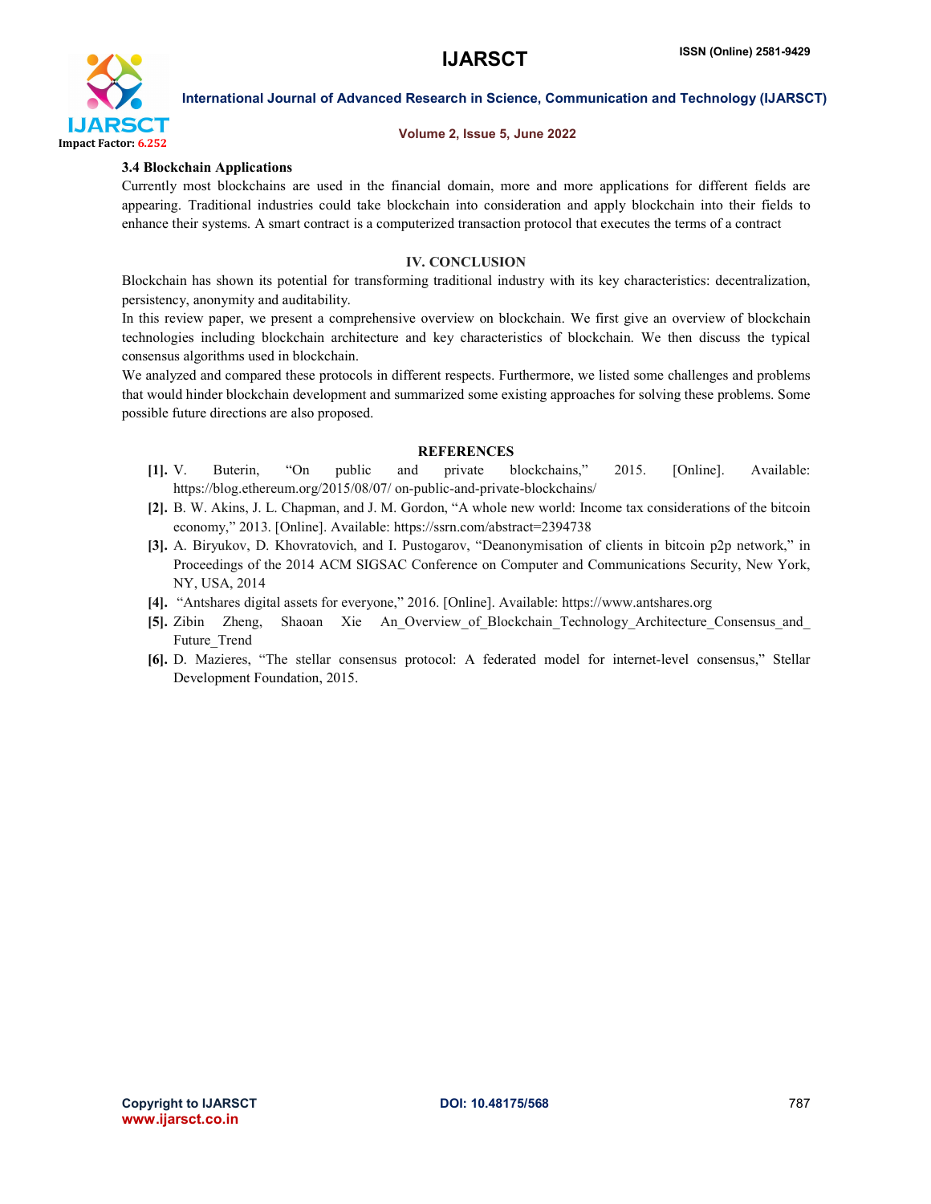### 3.4 Blockchain Applications

Currently most blockchains are used in the financial domain, more and more applications for different fields are appearing. Traditional industries could take blockchain into consideration and apply blockchain into their fields to enhance their systems. A smart contract is a computerized transaction protocol that executes the terms of a contract

## IV. CONCLUSION

Blockchain has shown its potential for transforming traditional industry with its key characteristics: decentralization, persistency, anonymity and auditability.

In this review paper, we present a comprehensive overview on blockchain. We first give an overview of blockchain technologies including blockchain architecture and key characteristics of blockchain. We then discuss the typical consensus algorithms used in blockchain.

We analyzed and compared these protocols in different respects. Furthermore, we listed some challenges and problems that would hinder blockchain development and summarized some existing approaches for solving these problems. Some possible future directions are also proposed.

## REFERENCES

**[1].** V. Buterin, "On public and private blockchains," 2015. [Online]. Available: https://blog.ethereum.org/2015/08/07/ on-public-and-private-blockchains/

**[2].** B. W. Akins, J. L. Chapman, and J. M. Gordon, "A whole new world: Income tax considerations of the bitcoin economy," 2013. [Online]. Available: https://ssrn.com/abstract=2394738

**[3].** A. Biryukov, D. Khovratovich, and I. Pustogarov, "Deanonymisation of clients in bitcoin p2p network," in Proceedings of the 2014 ACM SIGSAC Conference on Computer and Communications Security, New York, NY, USA, 2014

**[4].** "Antshares digital assets for everyone," 2016. [Online]. Available: https://www.antshares.org

**[5].** Zibin Zheng, Shaoan Xie An_Overview_of_Blockchain_Technology_Architecture_Consensus_and_Future_Trend

**[6].** D. Mazieres, "The stellar consensus protocol: A federated model for internet-level consensus," Stellar Development Foundation, 2015.